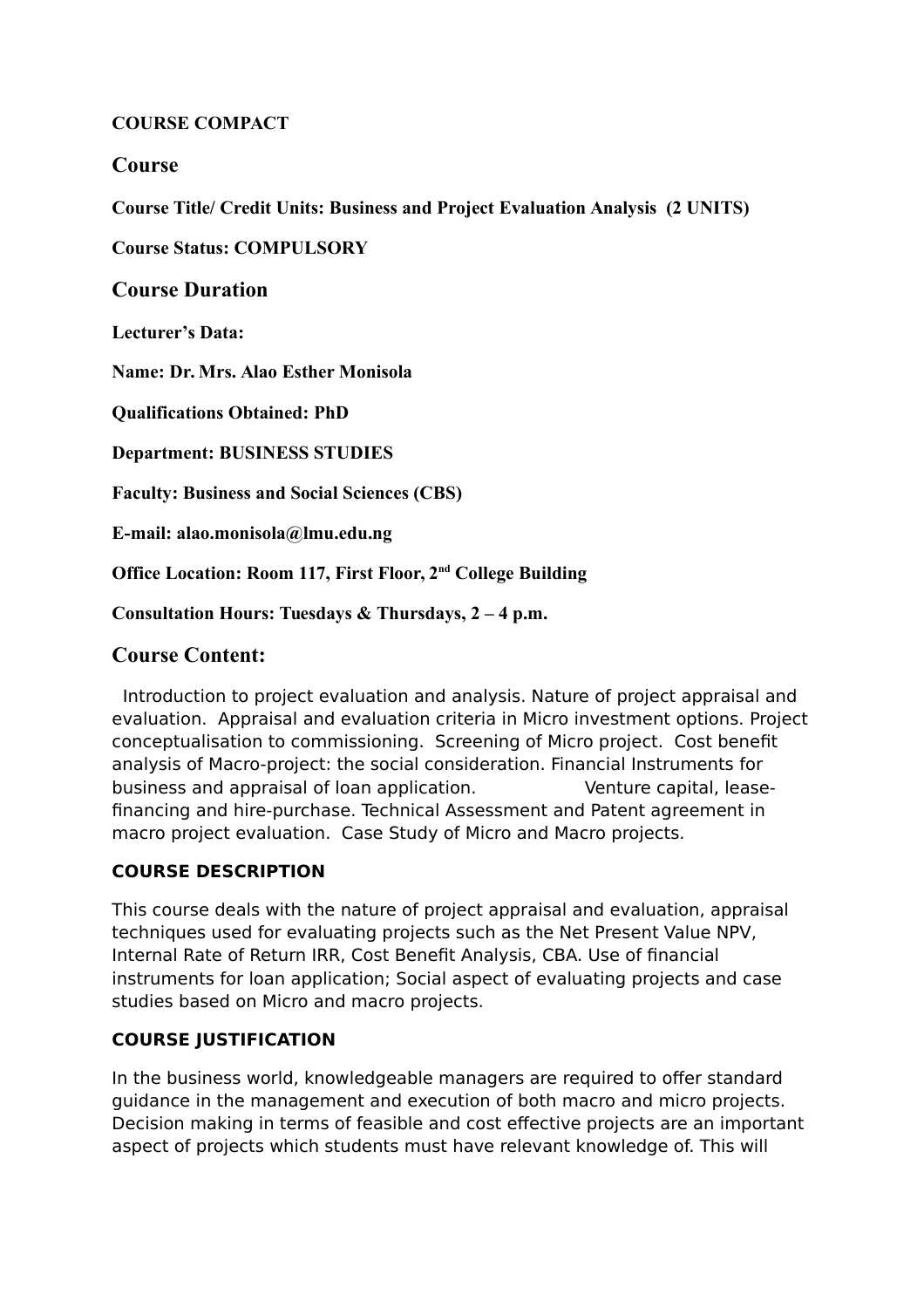**COURSE COMPACT**

## Course

**Course Title/ Credit Units: Business and Project Evaluation Analysis (2 UNITS)**

**Course Status: COMPULSORY**

## Course Duration

**Lecturer's Data:**

**Name: Dr. Mrs. Alao Esther Monisola**

**Qualifications Obtained: PhD**

**Department: BUSINESS STUDIES**

**Faculty: Business and Social Sciences (CBS)**

**E-mail: alao.monisola@lmu.edu.ng**

**Office Location: Room 117, First Floor, 2nd College Building**

**Consultation Hours: Tuesdays & Thursdays, 2 – 4 p.m.**

## Course Content:

Introduction to project evaluation and analysis. Nature of project appraisal and evaluation. Appraisal and evaluation criteria in Micro investment options. Project conceptualisation to commissioning. Screening of Micro project. Cost benefit analysis of Macro-project: the social consideration. Financial Instruments for business and appraisal of loan application. Venture capital, lease-financing and hire-purchase. Technical Assessment and Patent agreement in macro project evaluation. Case Study of Micro and Macro projects.

**COURSE DESCRIPTION**

This course deals with the nature of project appraisal and evaluation, appraisal techniques used for evaluating projects such as the Net Present Value NPV, Internal Rate of Return IRR, Cost Benefit Analysis, CBA. Use of financial instruments for loan application; Social aspect of evaluating projects and case studies based on Micro and macro projects.

**COURSE JUSTIFICATION**

In the business world, knowledgeable managers are required to offer standard guidance in the management and execution of both macro and micro projects. Decision making in terms of feasible and cost effective projects are an important aspect of projects which students must have relevant knowledge of. This will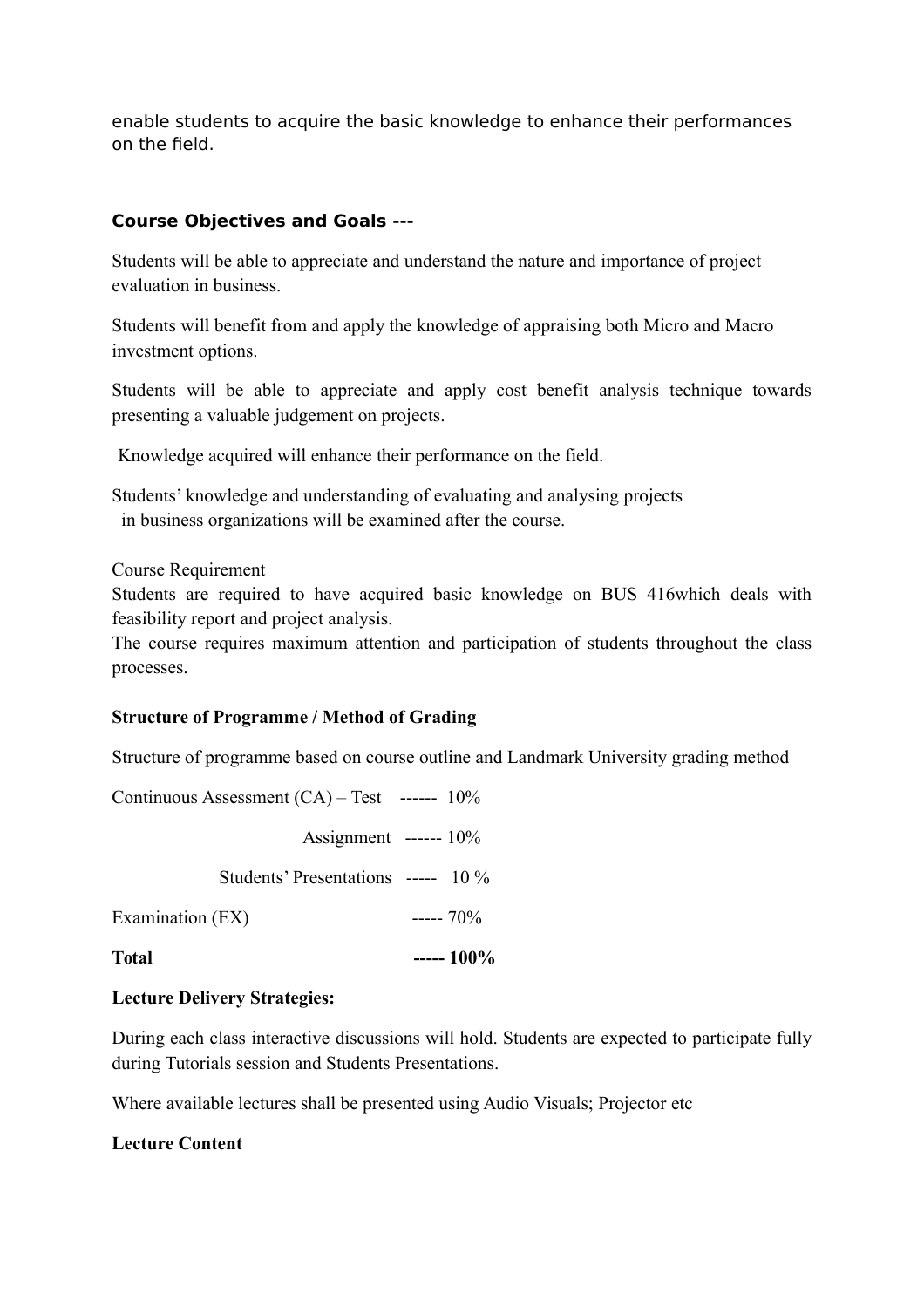enable students to acquire the basic knowledge to enhance their performances on the field.

## Course Objectives and Goals ---

Students will be able to appreciate and understand the nature and importance of project evaluation in business.

Students will benefit from and apply the knowledge of appraising both Micro and Macro investment options.

Students will be able to appreciate and apply cost benefit analysis technique towards presenting a valuable judgement on projects.

Knowledge acquired will enhance their performance on the field.

Students' knowledge and understanding of evaluating and analysing projects in business organizations will be examined after the course.

Course Requirement

Students are required to have acquired basic knowledge on BUS 416which deals with feasibility report and project analysis.

The course requires maximum attention and participation of students throughout the class processes.

**Structure of Programme / Method of Grading**

Structure of programme based on course outline and Landmark University grading method

| | | |
|---|---|---|
| Continuous Assessment (CA) – Test | ------ | 10% |
| Assignment | ------ | 10% |
| Students' Presentations | ----- | 10 % |
| Examination (EX) | ----- | 70% |
| **Total** | **-----** | **100%** |

**Lecture Delivery Strategies:**

During each class interactive discussions will hold. Students are expected to participate fully during Tutorials session and Students Presentations.

Where available lectures shall be presented using Audio Visuals; Projector etc

**Lecture Content**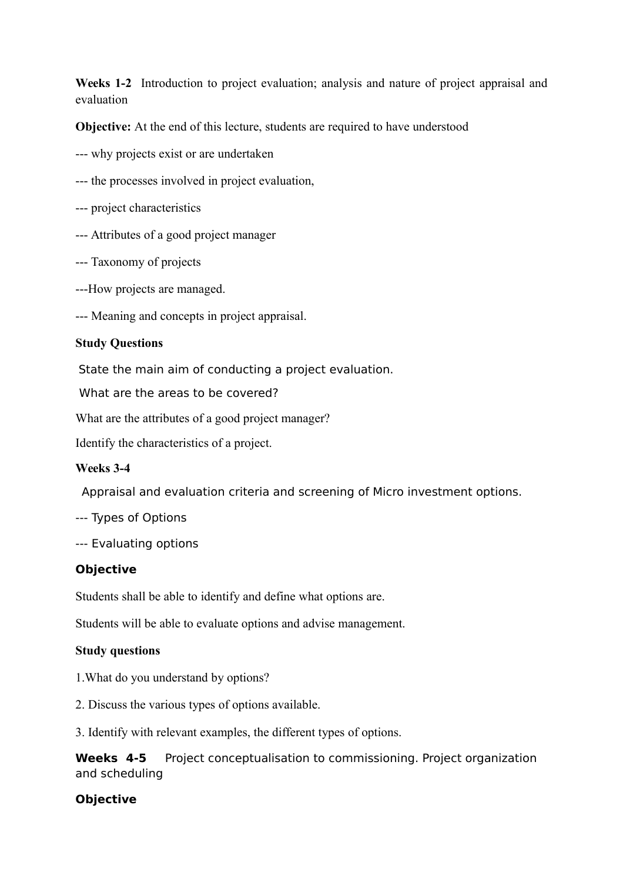**Weeks 1-2** Introduction to project evaluation; analysis and nature of project appraisal and evaluation

**Objective:** At the end of this lecture, students are required to have understood

--- why projects exist or are undertaken

--- the processes involved in project evaluation,

--- project characteristics

--- Attributes of a good project manager

--- Taxonomy of projects

---How projects are managed.

--- Meaning and concepts in project appraisal.

**Study Questions**

State the main aim of conducting a project evaluation.

What are the areas to be covered?

What are the attributes of a good project manager?

Identify the characteristics of a project.

**Weeks 3-4**

Appraisal and evaluation criteria and screening of Micro investment options.

--- Types of Options

--- Evaluating options

**Objective**

Students shall be able to identify and define what options are.

Students will be able to evaluate options and advise management.

**Study questions**

1.What do you understand by options?

2. Discuss the various types of options available.

3. Identify with relevant examples, the different types of options.

**Weeks 4-5** Project conceptualisation to commissioning. Project organization and scheduling

**Objective**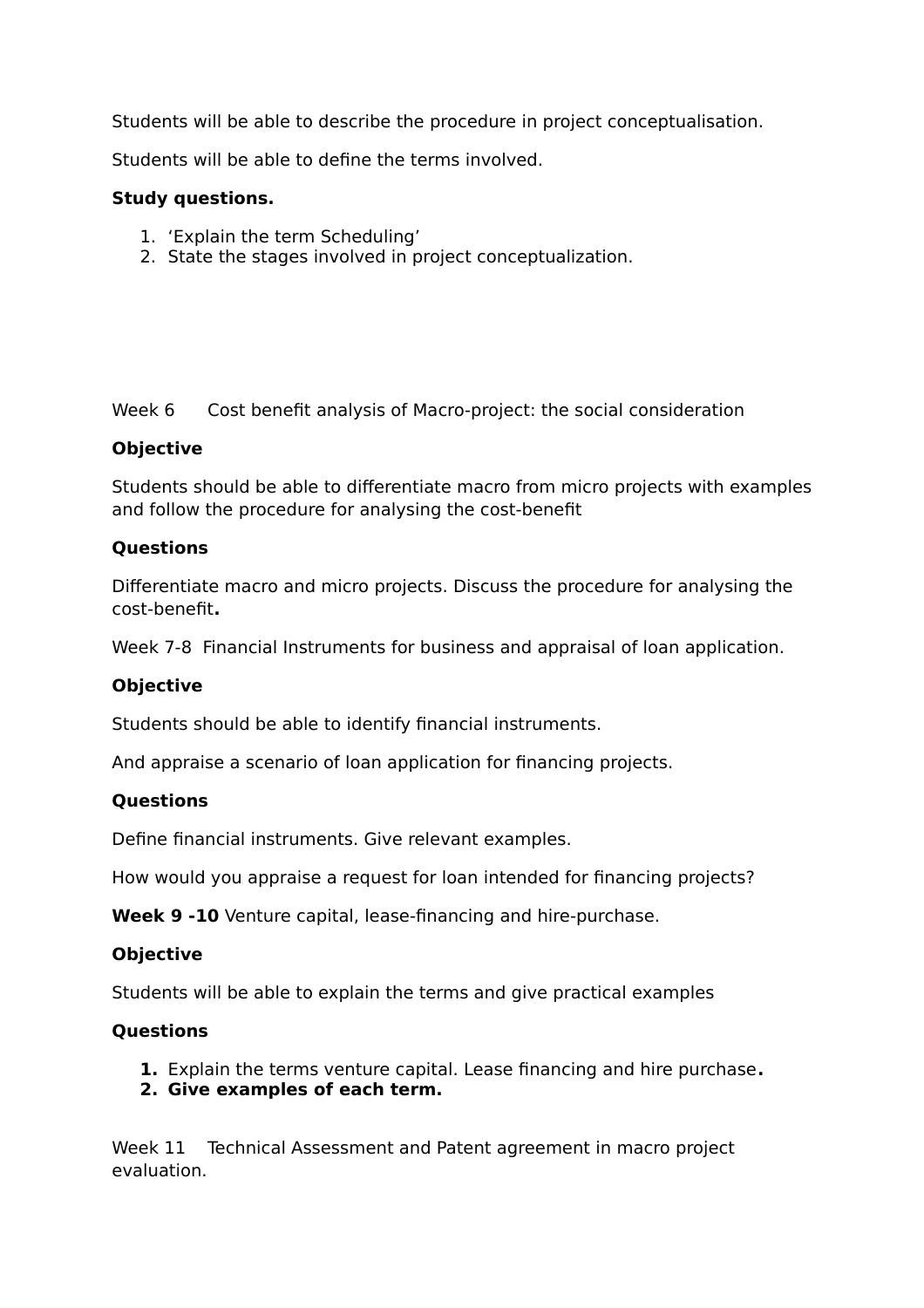Students will be able to describe the procedure in project conceptualisation.

Students will be able to define the terms involved.

**Study questions.**

1. 'Explain the term Scheduling'
2. State the stages involved in project conceptualization.

Week 6 Cost benefit analysis of Macro-project: the social consideration

**Objective**

Students should be able to differentiate macro from micro projects with examples and follow the procedure for analysing the cost-benefit

**Questions**

Differentiate macro and micro projects. Discuss the procedure for analysing the cost-benefit**.**

Week 7-8 Financial Instruments for business and appraisal of loan application.

**Objective**

Students should be able to identify financial instruments.

And appraise a scenario of loan application for financing projects.

**Questions**

Define financial instruments. Give relevant examples.

How would you appraise a request for loan intended for financing projects?

**Week 9 -10** Venture capital, lease-financing and hire-purchase.

**Objective**

Students will be able to explain the terms and give practical examples

**Questions**

1. Explain the terms venture capital. Lease financing and hire purchase**.**
2. **Give examples of each term.**

Week 11 Technical Assessment and Patent agreement in macro project evaluation.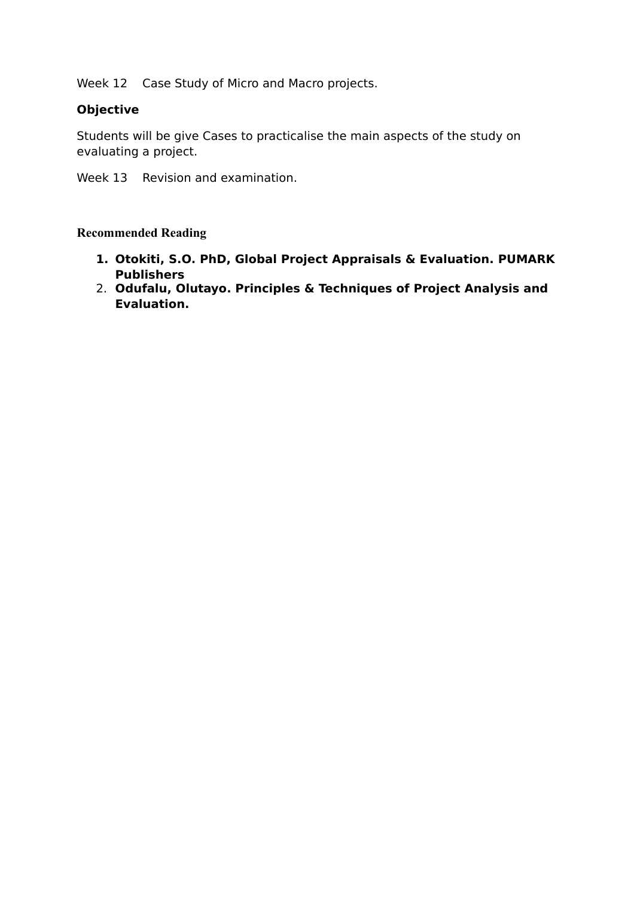Week 12 Case Study of Micro and Macro projects.

**Objective**

Students will be give Cases to practicalise the main aspects of the study on evaluating a project.

Week 13 Revision and examination.

**Recommended Reading**

1. **Otokiti, S.O. PhD, Global Project Appraisals & Evaluation. PUMARK Publishers**
2. **Odufalu, Olutayo. Principles & Techniques of Project Analysis and Evaluation.**